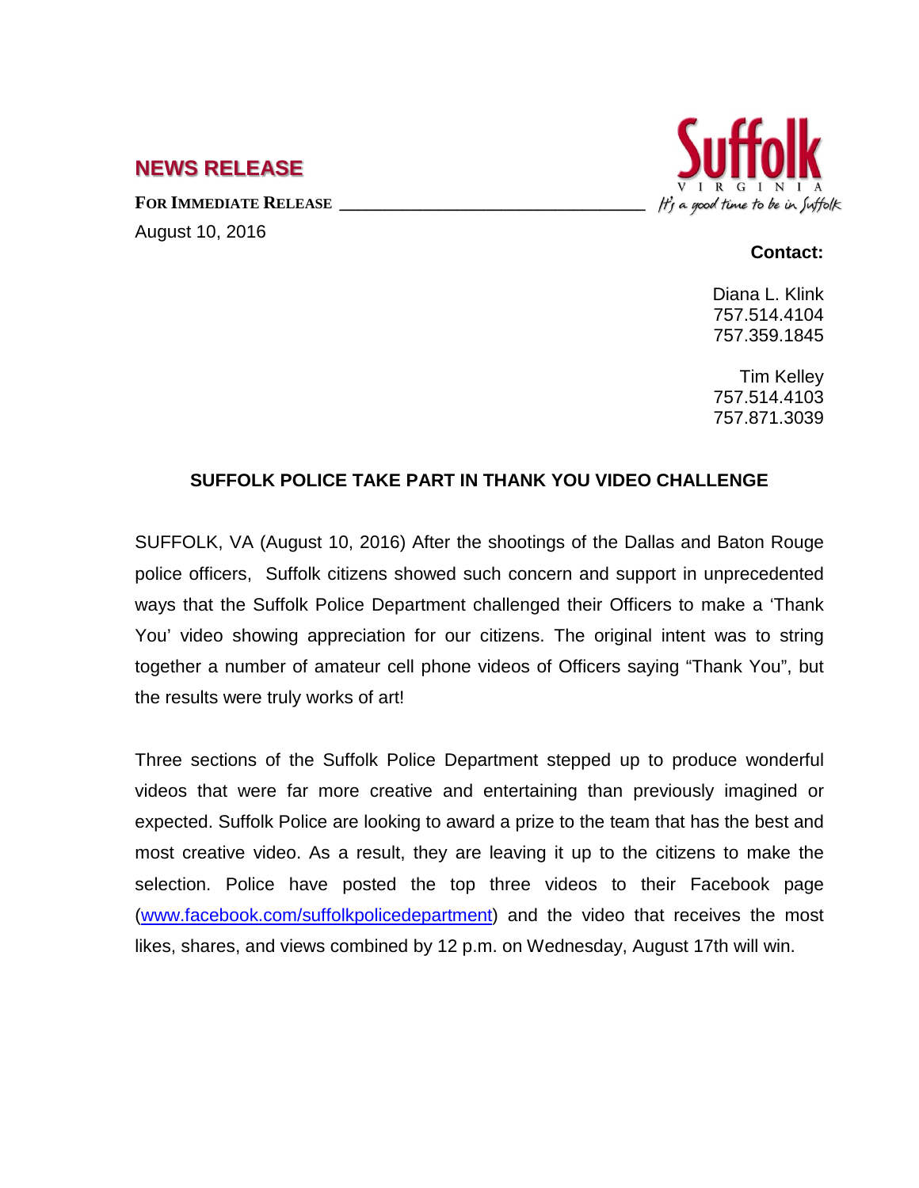## NEWS RELEASE

**FOR IMMEDIATE RELEASE**

August 10, 2016

Suffolk
VIRGINIA
*It's a good time to be in Suffolk*

**Contact:**

Diana L. Klink
757.514.4104
757.359.1845

Tim Kelley
757.514.4103
757.871.3039

### SUFFOLK POLICE TAKE PART IN THANK YOU VIDEO CHALLENGE

SUFFOLK, VA (August 10, 2016) After the shootings of the Dallas and Baton Rouge police officers, Suffolk citizens showed such concern and support in unprecedented ways that the Suffolk Police Department challenged their Officers to make a 'Thank You' video showing appreciation for our citizens. The original intent was to string together a number of amateur cell phone videos of Officers saying "Thank You", but the results were truly works of art!

Three sections of the Suffolk Police Department stepped up to produce wonderful videos that were far more creative and entertaining than previously imagined or expected. Suffolk Police are looking to award a prize to the team that has the best and most creative video. As a result, they are leaving it up to the citizens to make the selection. Police have posted the top three videos to their Facebook page (www.facebook.com/suffolkpolicedepartment) and the video that receives the most likes, shares, and views combined by 12 p.m. on Wednesday, August 17th will win.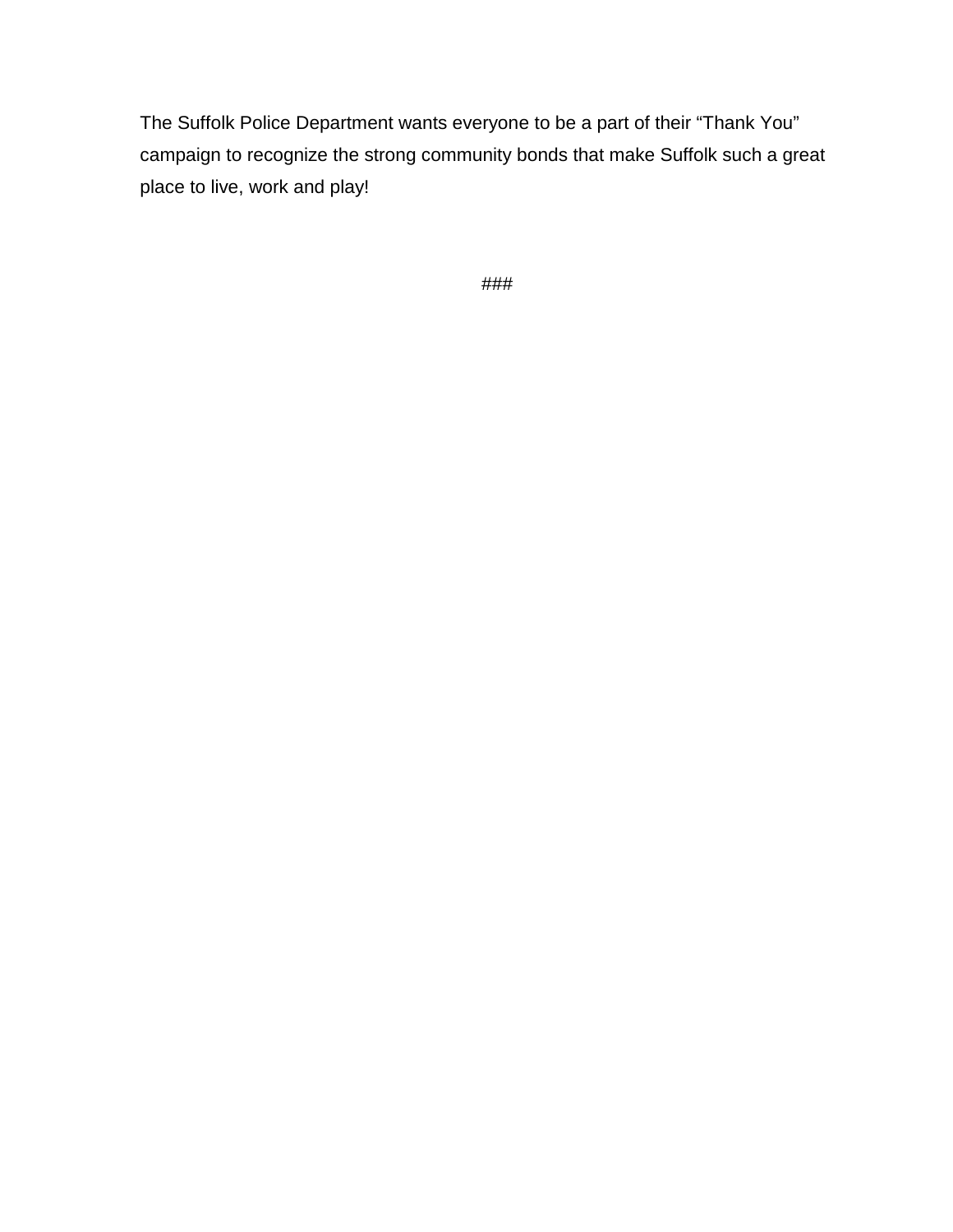The Suffolk Police Department wants everyone to be a part of their "Thank You" campaign to recognize the strong community bonds that make Suffolk such a great place to live, work and play!

###